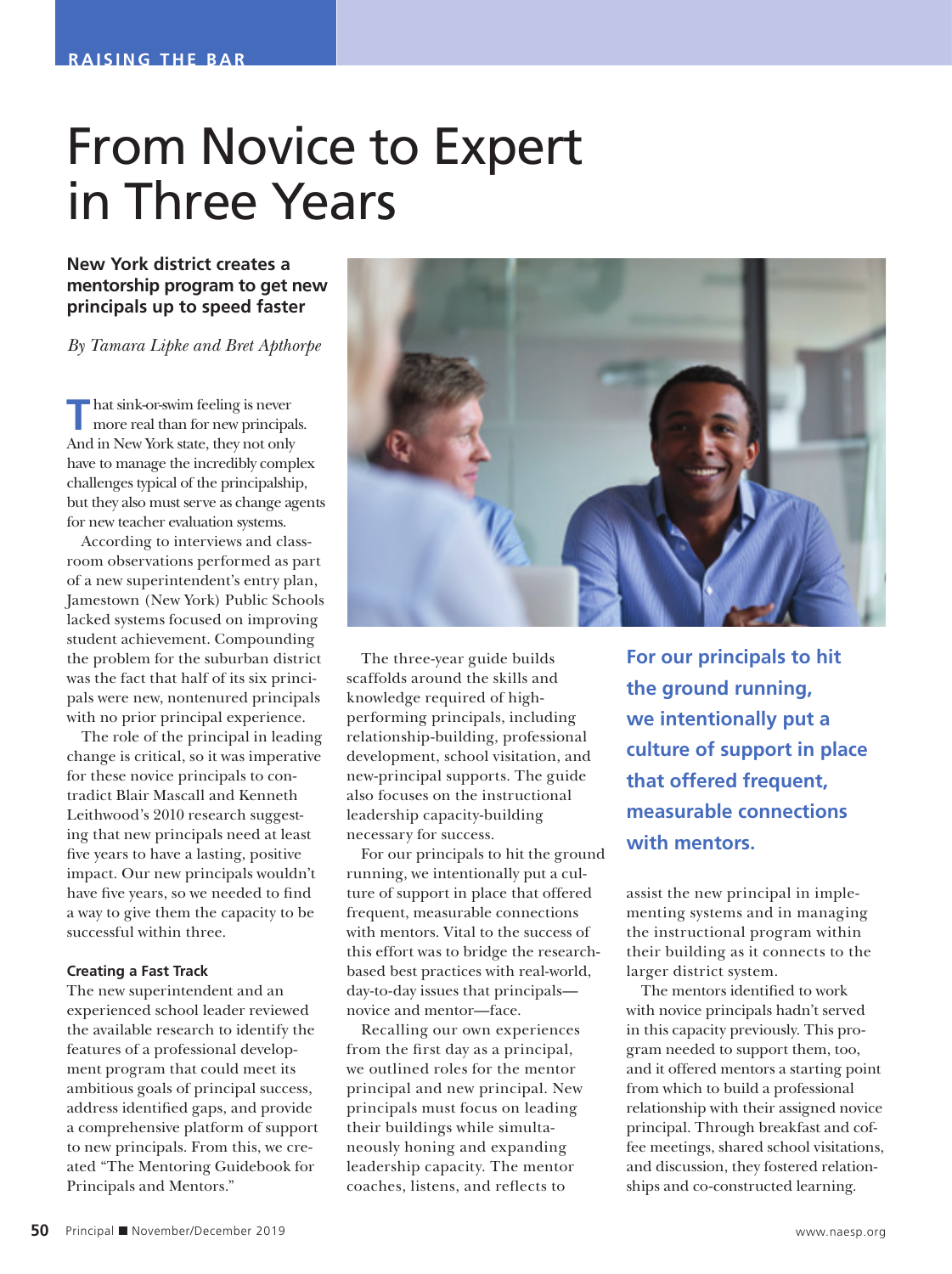RAISING THE BAR

# From Novice to Expert in Three Years

**New York district creates a mentorship program to get new principals up to speed faster**

*By Tamara Lipke and Bret Apthorpe*

That sink-or-swim feeling is never more real than for new principals. And in New York state, they not only have to manage the incredibly complex challenges typical of the principalship, but they also must serve as change agents for new teacher evaluation systems.

According to interviews and classroom observations performed as part of a new superintendent's entry plan, Jamestown (New York) Public Schools lacked systems focused on improving student achievement. Compounding the problem for the suburban district was the fact that half of its six principals were new, nontenured principals with no prior principal experience.

The role of the principal in leading change is critical, so it was imperative for these novice principals to contradict Blair Mascall and Kenneth Leithwood's 2010 research suggesting that new principals need at least five years to have a lasting, positive impact. Our new principals wouldn't have five years, so we needed to find a way to give them the capacity to be successful within three.

### Creating a Fast Track

The new superintendent and an experienced school leader reviewed the available research to identify the features of a professional development program that could meet its ambitious goals of principal success, address identified gaps, and provide a comprehensive platform of support to new principals. From this, we created "The Mentoring Guidebook for Principals and Mentors."

The three-year guide builds scaffolds around the skills and knowledge required of high-performing principals, including relationship-building, professional development, school visitation, and new-principal supports. The guide also focuses on the instructional leadership capacity-building necessary for success.

For our principals to hit the ground running, we intentionally put a culture of support in place that offered frequent, measurable connections with mentors. Vital to the success of this effort was to bridge the research-based best practices with real-world, day-to-day issues that principals—novice and mentor—face.

Recalling our own experiences from the first day as a principal, we outlined roles for the mentor principal and new principal. New principals must focus on leading their buildings while simultaneously honing and expanding leadership capacity. The mentor coaches, listens, and reflects to assist the new principal in implementing systems and in managing the instructional program within their building as it connects to the larger district system.

> **For our principals to hit the ground running, we intentionally put a culture of support in place that offered frequent, measurable connections with mentors.**

The mentors identified to work with novice principals hadn't served in this capacity previously. This program needed to support them, too, and it offered mentors a starting point from which to build a professional relationship with their assigned novice principal. Through breakfast and coffee meetings, shared school visitations, and discussion, they fostered relationships and co-constructed learning.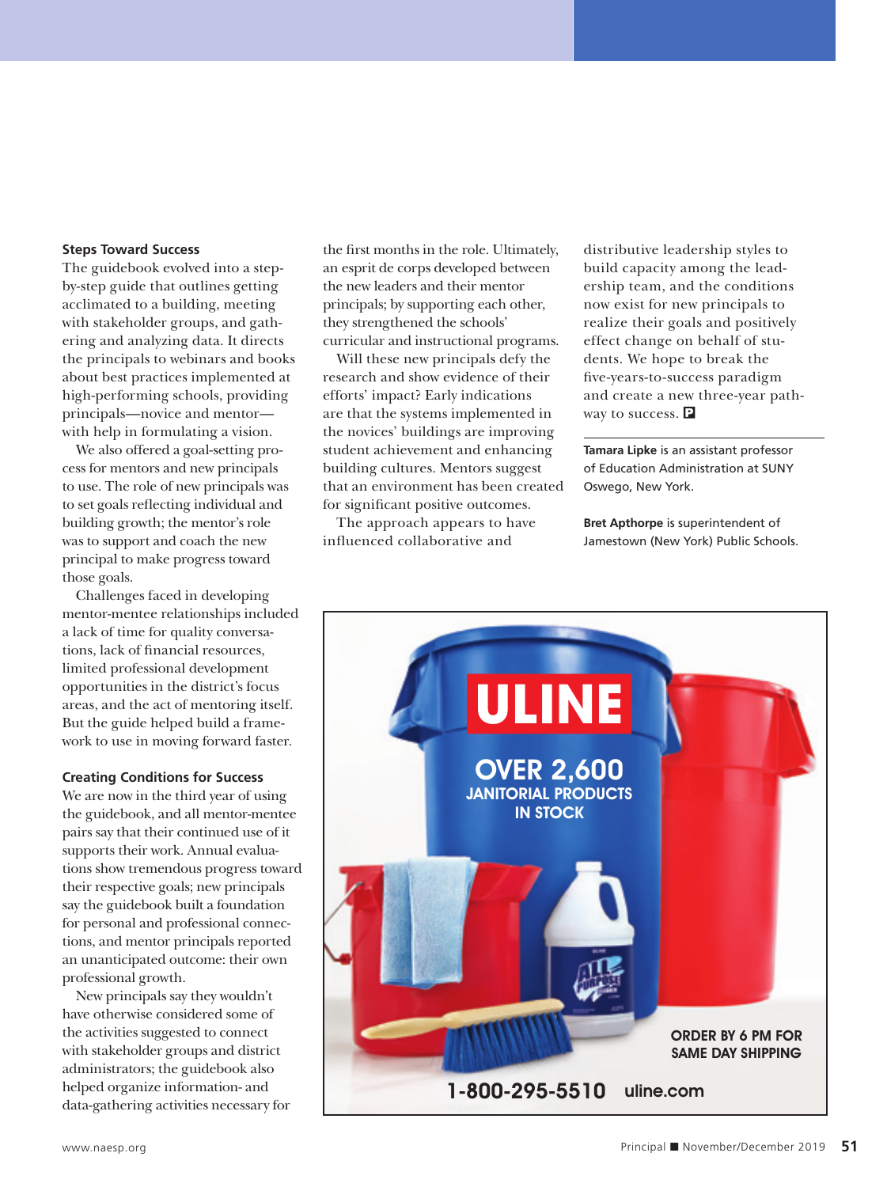### Steps Toward Success

The guidebook evolved into a step-by-step guide that outlines getting acclimated to a building, meeting with stakeholder groups, and gathering and analyzing data. It directs the principals to webinars and books about best practices implemented at high-performing schools, providing principals—novice and mentor—with help in formulating a vision.

We also offered a goal-setting process for mentors and new principals to use. The role of new principals was to set goals reflecting individual and building growth; the mentor's role was to support and coach the new principal to make progress toward those goals.

Challenges faced in developing mentor-mentee relationships included a lack of time for quality conversations, lack of financial resources, limited professional development opportunities in the district's focus areas, and the act of mentoring itself. But the guide helped build a framework to use in moving forward faster.

### Creating Conditions for Success

We are now in the third year of using the guidebook, and all mentor-mentee pairs say that their continued use of it supports their work. Annual evaluations show tremendous progress toward their respective goals; new principals say the guidebook built a foundation for personal and professional connections, and mentor principals reported an unanticipated outcome: their own professional growth.

New principals say they wouldn't have otherwise considered some of the activities suggested to connect with stakeholder groups and district administrators; the guidebook also helped organize information- and data-gathering activities necessary for the first months in the role. Ultimately, an esprit de corps developed between the new leaders and their mentor principals; by supporting each other, they strengthened the schools' curricular and instructional programs.

Will these new principals defy the research and show evidence of their efforts' impact? Early indications are that the systems implemented in the novices' buildings are improving student achievement and enhancing building cultures. Mentors suggest that an environment has been created for significant positive outcomes.

The approach appears to have influenced collaborative and distributive leadership styles to build capacity among the leadership team, and the conditions now exist for new principals to realize their goals and positively effect change on behalf of students. We hope to break the five-years-to-success paradigm and create a new three-year pathway to success. P

---

**Tamara Lipke** is an assistant professor of Education Administration at SUNY Oswego, New York.

**Bret Apthorpe** is superintendent of Jamestown (New York) Public Schools.

ULINE

OVER 2,600 JANITORIAL PRODUCTS IN STOCK

ORDER BY 6 PM FOR SAME DAY SHIPPING

1-800-295-5510 uline.com